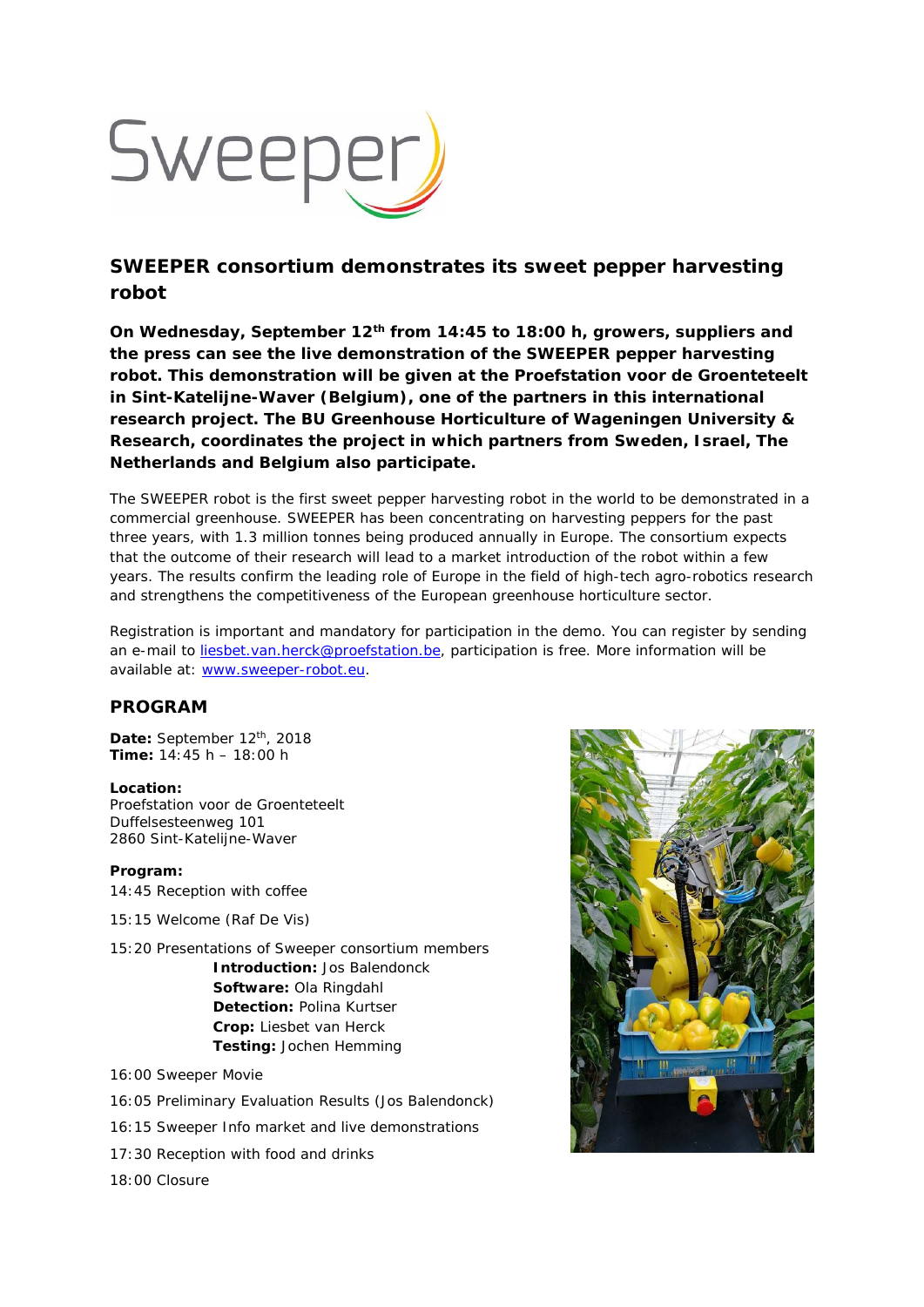Sweeper

## SWEEPER consortium demonstrates its sweet pepper harvesting robot

**On Wednesday, September 12th from 14:45 to 18:00 h, growers, suppliers and the press can see the live demonstration of the SWEEPER pepper harvesting robot. This demonstration will be given at the Proefstation voor de Groenteteelt in Sint-Katelijne-Waver (Belgium), one of the partners in this international research project. The BU Greenhouse Horticulture of Wageningen University & Research, coordinates the project in which partners from Sweden, Israel, The Netherlands and Belgium also participate.**

The SWEEPER robot is the first sweet pepper harvesting robot in the world to be demonstrated in a commercial greenhouse. SWEEPER has been concentrating on harvesting peppers for the past three years, with 1.3 million tonnes being produced annually in Europe. The consortium expects that the outcome of their research will lead to a market introduction of the robot within a few years. The results confirm the leading role of Europe in the field of high-tech agro-robotics research and strengthens the competitiveness of the European greenhouse horticulture sector.

Registration is important and mandatory for participation in the demo. You can register by sending an e-mail to liesbet.van.herck@proefstation.be, participation is free. More information will be available at: www.sweeper-robot.eu.

## PROGRAM

**Date:** September 12th, 2018
**Time:** 14:45 h – 18:00 h

**Location:**
Proefstation voor de Groenteteelt
Duffelsesteenweg 101
2860 Sint-Katelijne-Waver

**Program:**

14:45 Reception with coffee

15:15 Welcome (Raf De Vis)

15:20 Presentations of Sweeper consortium members
- **Introduction:** Jos Balendonck
- **Software:** Ola Ringdahl
- **Detection:** Polina Kurtser
- **Crop:** Liesbet van Herck
- **Testing:** Jochen Hemming

16:00 Sweeper Movie

16:05 Preliminary Evaluation Results (Jos Balendonck)

16:15 Sweeper Info market and live demonstrations

17:30 Reception with food and drinks

18:00 Closure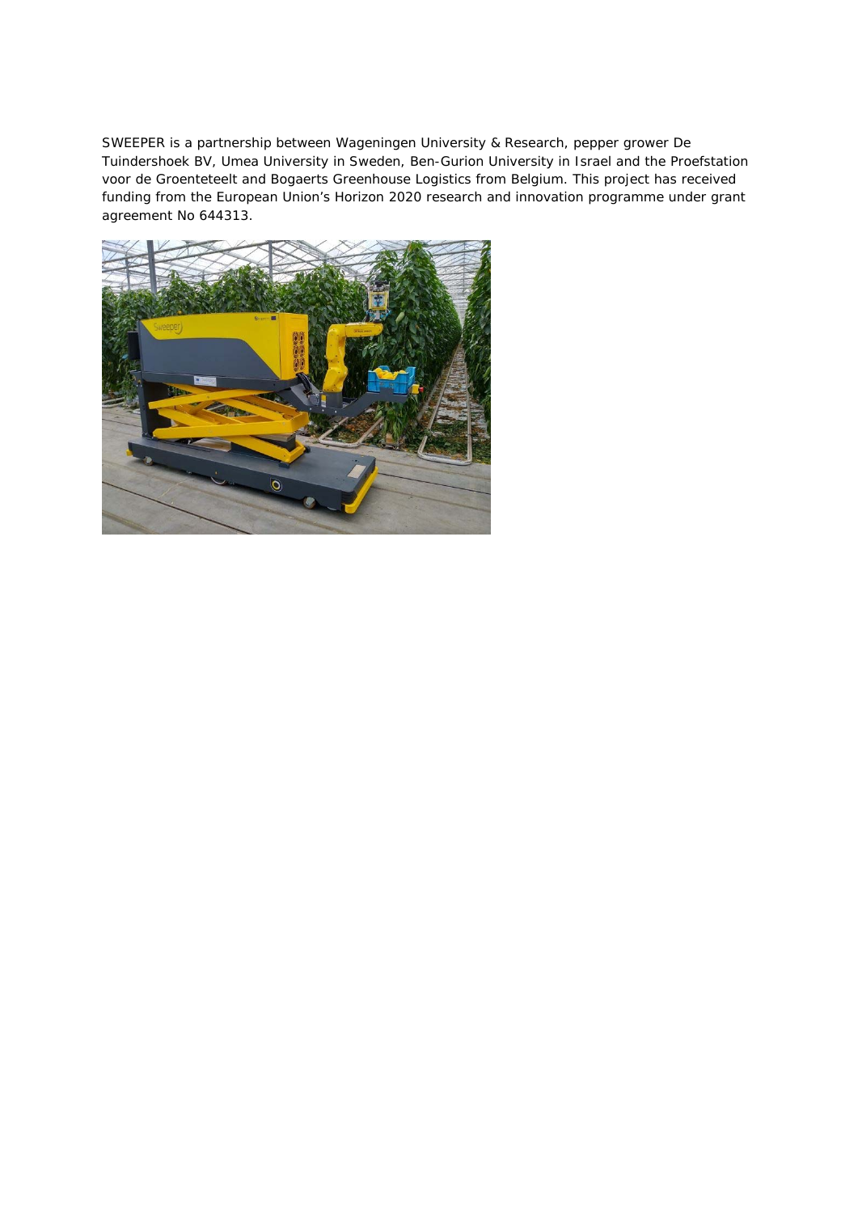SWEEPER is a partnership between Wageningen University & Research, pepper grower De Tuindershoek BV, Umea University in Sweden, Ben-Gurion University in Israel and the Proefstation voor de Groenteteelt and Bogaerts Greenhouse Logistics from Belgium. This project has received funding from the European Union's Horizon 2020 research and innovation programme under grant agreement No 644313.